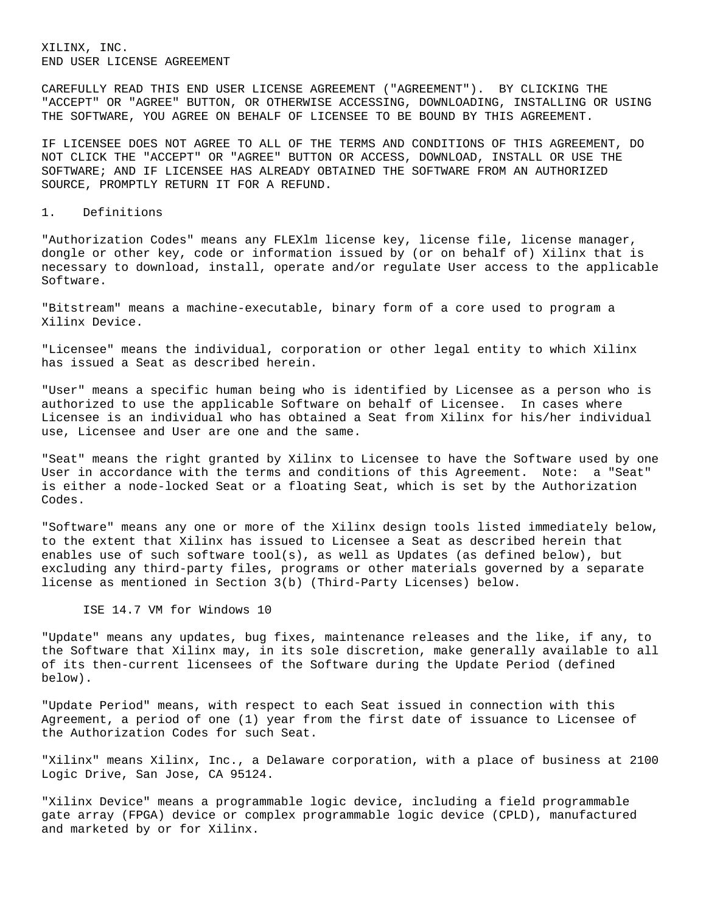XILINX, INC.
END USER LICENSE AGREEMENT

CAREFULLY READ THIS END USER LICENSE AGREEMENT ("AGREEMENT"). BY CLICKING THE "ACCEPT" OR "AGREE" BUTTON, OR OTHERWISE ACCESSING, DOWNLOADING, INSTALLING OR USING THE SOFTWARE, YOU AGREE ON BEHALF OF LICENSEE TO BE BOUND BY THIS AGREEMENT.

IF LICENSEE DOES NOT AGREE TO ALL OF THE TERMS AND CONDITIONS OF THIS AGREEMENT, DO NOT CLICK THE "ACCEPT" OR "AGREE" BUTTON OR ACCESS, DOWNLOAD, INSTALL OR USE THE SOFTWARE; AND IF LICENSEE HAS ALREADY OBTAINED THE SOFTWARE FROM AN AUTHORIZED SOURCE, PROMPTLY RETURN IT FOR A REFUND.

1. Definitions

"Authorization Codes" means any FLEXlm license key, license file, license manager, dongle or other key, code or information issued by (or on behalf of) Xilinx that is necessary to download, install, operate and/or regulate User access to the applicable Software.

"Bitstream" means a machine-executable, binary form of a core used to program a Xilinx Device.

"Licensee" means the individual, corporation or other legal entity to which Xilinx has issued a Seat as described herein.

"User" means a specific human being who is identified by Licensee as a person who is authorized to use the applicable Software on behalf of Licensee. In cases where Licensee is an individual who has obtained a Seat from Xilinx for his/her individual use, Licensee and User are one and the same.

"Seat" means the right granted by Xilinx to Licensee to have the Software used by one User in accordance with the terms and conditions of this Agreement. Note: a "Seat" is either a node-locked Seat or a floating Seat, which is set by the Authorization Codes.

"Software" means any one or more of the Xilinx design tools listed immediately below, to the extent that Xilinx has issued to Licensee a Seat as described herein that enables use of such software tool(s), as well as Updates (as defined below), but excluding any third-party files, programs or other materials governed by a separate license as mentioned in Section 3(b) (Third-Party Licenses) below.

ISE 14.7 VM for Windows 10

"Update" means any updates, bug fixes, maintenance releases and the like, if any, to the Software that Xilinx may, in its sole discretion, make generally available to all of its then-current licensees of the Software during the Update Period (defined below).

"Update Period" means, with respect to each Seat issued in connection with this Agreement, a period of one (1) year from the first date of issuance to Licensee of the Authorization Codes for such Seat.

"Xilinx" means Xilinx, Inc., a Delaware corporation, with a place of business at 2100 Logic Drive, San Jose, CA 95124.

"Xilinx Device" means a programmable logic device, including a field programmable gate array (FPGA) device or complex programmable logic device (CPLD), manufactured and marketed by or for Xilinx.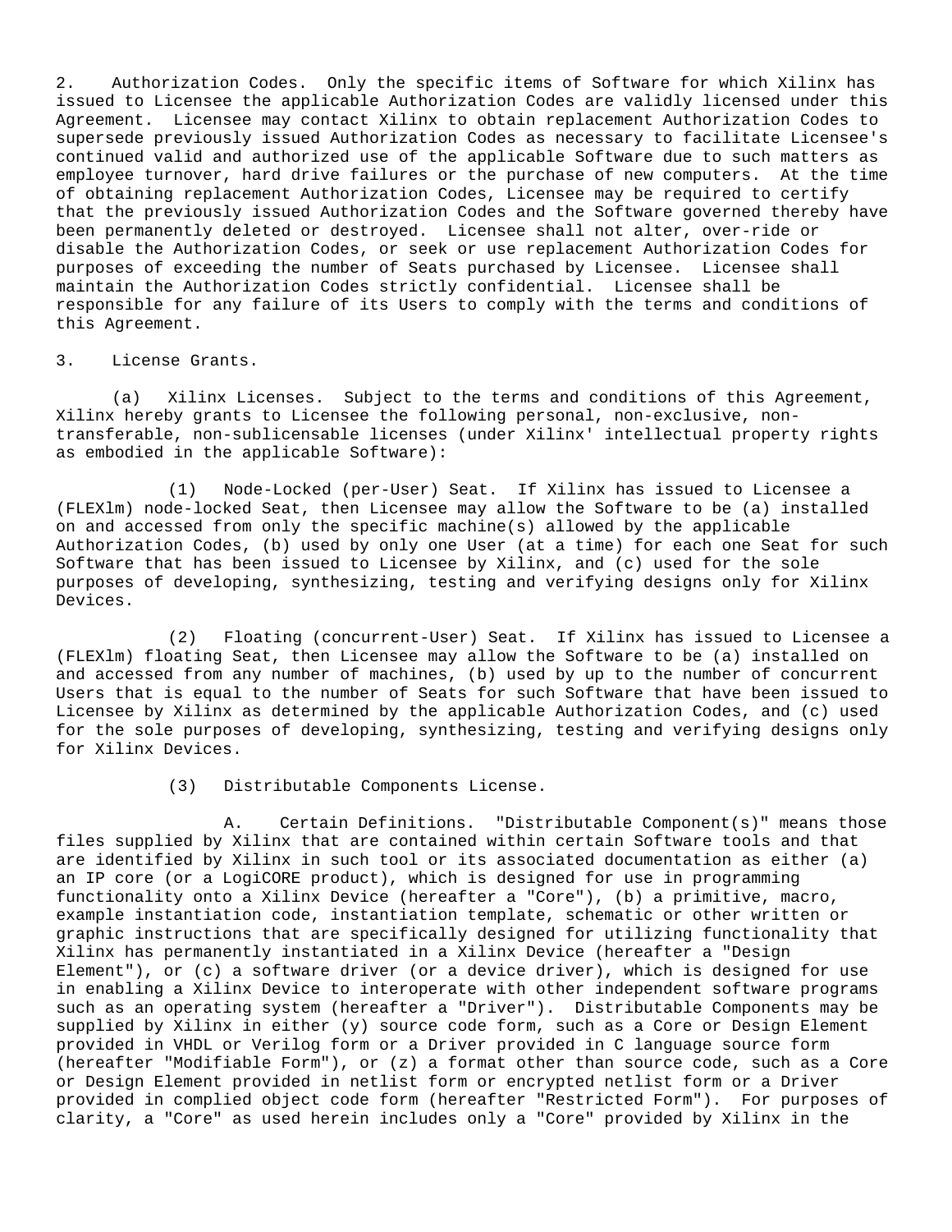2. Authorization Codes. Only the specific items of Software for which Xilinx has issued to Licensee the applicable Authorization Codes are validly licensed under this Agreement. Licensee may contact Xilinx to obtain replacement Authorization Codes to supersede previously issued Authorization Codes as necessary to facilitate Licensee's continued valid and authorized use of the applicable Software due to such matters as employee turnover, hard drive failures or the purchase of new computers. At the time of obtaining replacement Authorization Codes, Licensee may be required to certify that the previously issued Authorization Codes and the Software governed thereby have been permanently deleted or destroyed. Licensee shall not alter, over-ride or disable the Authorization Codes, or seek or use replacement Authorization Codes for purposes of exceeding the number of Seats purchased by Licensee. Licensee shall maintain the Authorization Codes strictly confidential. Licensee shall be responsible for any failure of its Users to comply with the terms and conditions of this Agreement.

3. License Grants.

(a) Xilinx Licenses. Subject to the terms and conditions of this Agreement, Xilinx hereby grants to Licensee the following personal, non-exclusive, non-transferable, non-sublicensable licenses (under Xilinx' intellectual property rights as embodied in the applicable Software):

(1) Node-Locked (per-User) Seat. If Xilinx has issued to Licensee a (FLEXlm) node-locked Seat, then Licensee may allow the Software to be (a) installed on and accessed from only the specific machine(s) allowed by the applicable Authorization Codes, (b) used by only one User (at a time) for each one Seat for such Software that has been issued to Licensee by Xilinx, and (c) used for the sole purposes of developing, synthesizing, testing and verifying designs only for Xilinx Devices.

(2) Floating (concurrent-User) Seat. If Xilinx has issued to Licensee a (FLEXlm) floating Seat, then Licensee may allow the Software to be (a) installed on and accessed from any number of machines, (b) used by up to the number of concurrent Users that is equal to the number of Seats for such Software that have been issued to Licensee by Xilinx as determined by the applicable Authorization Codes, and (c) used for the sole purposes of developing, synthesizing, testing and verifying designs only for Xilinx Devices.

(3) Distributable Components License.

A. Certain Definitions. "Distributable Component(s)" means those files supplied by Xilinx that are contained within certain Software tools and that are identified by Xilinx in such tool or its associated documentation as either (a) an IP core (or a LogiCORE product), which is designed for use in programming functionality onto a Xilinx Device (hereafter a "Core"), (b) a primitive, macro, example instantiation code, instantiation template, schematic or other written or graphic instructions that are specifically designed for utilizing functionality that Xilinx has permanently instantiated in a Xilinx Device (hereafter a "Design Element"), or (c) a software driver (or a device driver), which is designed for use in enabling a Xilinx Device to interoperate with other independent software programs such as an operating system (hereafter a "Driver"). Distributable Components may be supplied by Xilinx in either (y) source code form, such as a Core or Design Element provided in VHDL or Verilog form or a Driver provided in C language source form (hereafter "Modifiable Form"), or (z) a format other than source code, such as a Core or Design Element provided in netlist form or encrypted netlist form or a Driver provided in complied object code form (hereafter "Restricted Form"). For purposes of clarity, a "Core" as used herein includes only a "Core" provided by Xilinx in the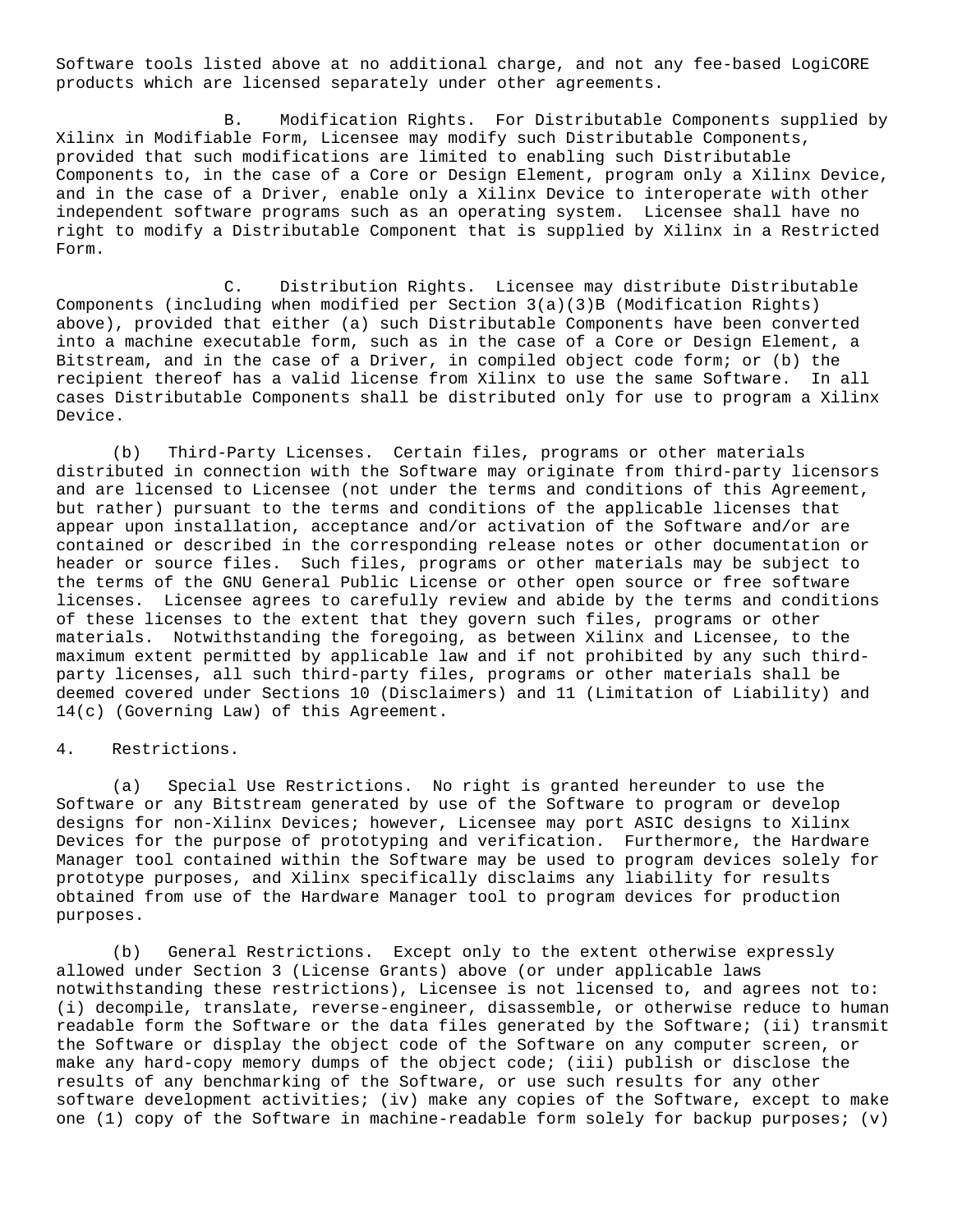Software tools listed above at no additional charge, and not any fee-based LogiCORE products which are licensed separately under other agreements.

B. Modification Rights. For Distributable Components supplied by Xilinx in Modifiable Form, Licensee may modify such Distributable Components, provided that such modifications are limited to enabling such Distributable Components to, in the case of a Core or Design Element, program only a Xilinx Device, and in the case of a Driver, enable only a Xilinx Device to interoperate with other independent software programs such as an operating system. Licensee shall have no right to modify a Distributable Component that is supplied by Xilinx in a Restricted Form.

C. Distribution Rights. Licensee may distribute Distributable Components (including when modified per Section 3(a)(3)B (Modification Rights) above), provided that either (a) such Distributable Components have been converted into a machine executable form, such as in the case of a Core or Design Element, a Bitstream, and in the case of a Driver, in compiled object code form; or (b) the recipient thereof has a valid license from Xilinx to use the same Software. In all cases Distributable Components shall be distributed only for use to program a Xilinx Device.

(b) Third-Party Licenses. Certain files, programs or other materials distributed in connection with the Software may originate from third-party licensors and are licensed to Licensee (not under the terms and conditions of this Agreement, but rather) pursuant to the terms and conditions of the applicable licenses that appear upon installation, acceptance and/or activation of the Software and/or are contained or described in the corresponding release notes or other documentation or header or source files. Such files, programs or other materials may be subject to the terms of the GNU General Public License or other open source or free software licenses. Licensee agrees to carefully review and abide by the terms and conditions of these licenses to the extent that they govern such files, programs or other materials. Notwithstanding the foregoing, as between Xilinx and Licensee, to the maximum extent permitted by applicable law and if not prohibited by any such third-party licenses, all such third-party files, programs or other materials shall be deemed covered under Sections 10 (Disclaimers) and 11 (Limitation of Liability) and 14(c) (Governing Law) of this Agreement.

4. Restrictions.

(a) Special Use Restrictions. No right is granted hereunder to use the Software or any Bitstream generated by use of the Software to program or develop designs for non-Xilinx Devices; however, Licensee may port ASIC designs to Xilinx Devices for the purpose of prototyping and verification. Furthermore, the Hardware Manager tool contained within the Software may be used to program devices solely for prototype purposes, and Xilinx specifically disclaims any liability for results obtained from use of the Hardware Manager tool to program devices for production purposes.

(b) General Restrictions. Except only to the extent otherwise expressly allowed under Section 3 (License Grants) above (or under applicable laws notwithstanding these restrictions), Licensee is not licensed to, and agrees not to: (i) decompile, translate, reverse-engineer, disassemble, or otherwise reduce to human readable form the Software or the data files generated by the Software; (ii) transmit the Software or display the object code of the Software on any computer screen, or make any hard-copy memory dumps of the object code; (iii) publish or disclose the results of any benchmarking of the Software, or use such results for any other software development activities; (iv) make any copies of the Software, except to make one (1) copy of the Software in machine-readable form solely for backup purposes; (v)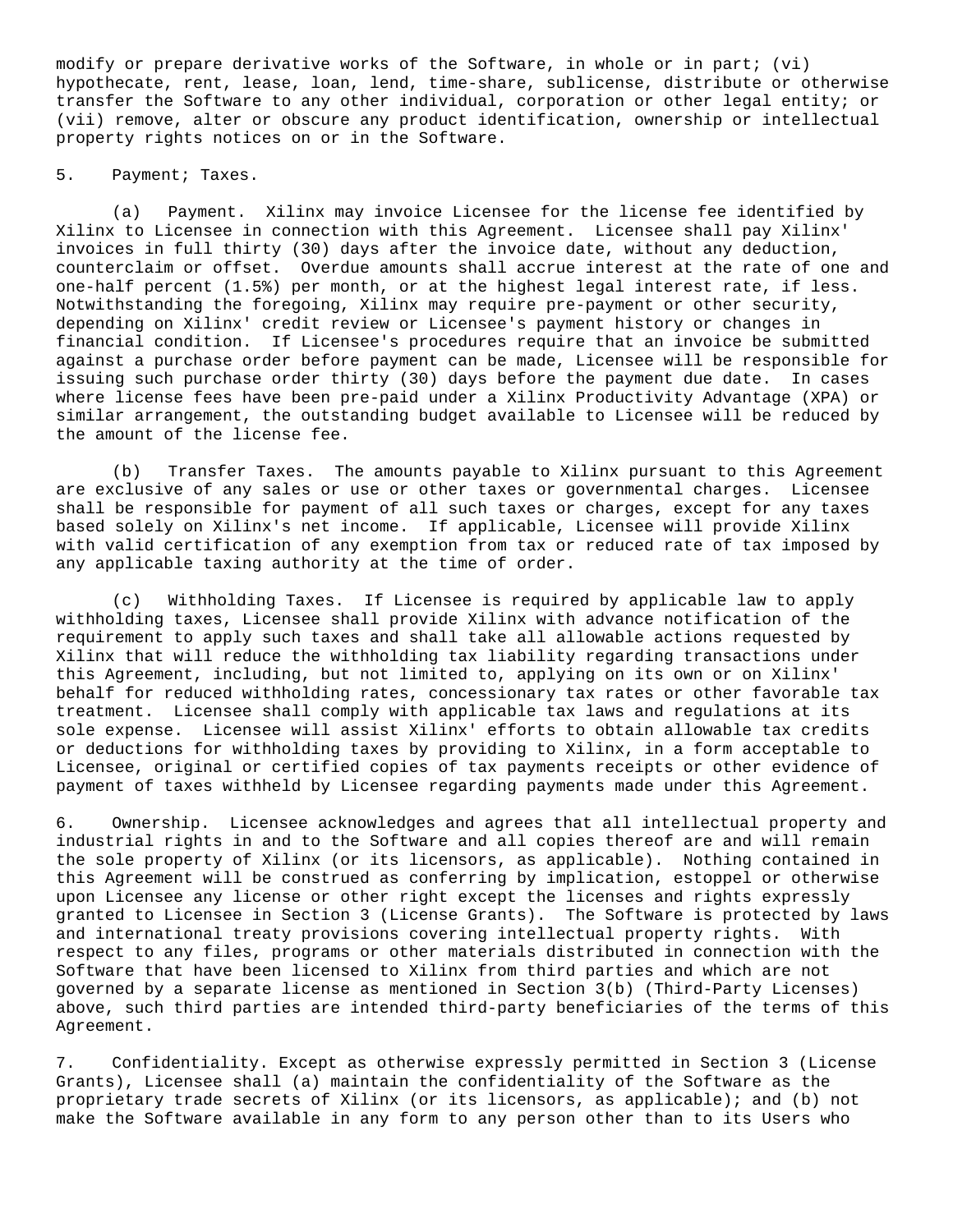modify or prepare derivative works of the Software, in whole or in part; (vi) hypothecate, rent, lease, loan, lend, time-share, sublicense, distribute or otherwise transfer the Software to any other individual, corporation or other legal entity; or (vii) remove, alter or obscure any product identification, ownership or intellectual property rights notices on or in the Software.

5. Payment; Taxes.

(a) Payment. Xilinx may invoice Licensee for the license fee identified by Xilinx to Licensee in connection with this Agreement. Licensee shall pay Xilinx' invoices in full thirty (30) days after the invoice date, without any deduction, counterclaim or offset. Overdue amounts shall accrue interest at the rate of one and one-half percent (1.5%) per month, or at the highest legal interest rate, if less. Notwithstanding the foregoing, Xilinx may require pre-payment or other security, depending on Xilinx' credit review or Licensee's payment history or changes in financial condition. If Licensee's procedures require that an invoice be submitted against a purchase order before payment can be made, Licensee will be responsible for issuing such purchase order thirty (30) days before the payment due date. In cases where license fees have been pre-paid under a Xilinx Productivity Advantage (XPA) or similar arrangement, the outstanding budget available to Licensee will be reduced by the amount of the license fee.

(b) Transfer Taxes. The amounts payable to Xilinx pursuant to this Agreement are exclusive of any sales or use or other taxes or governmental charges. Licensee shall be responsible for payment of all such taxes or charges, except for any taxes based solely on Xilinx's net income. If applicable, Licensee will provide Xilinx with valid certification of any exemption from tax or reduced rate of tax imposed by any applicable taxing authority at the time of order.

(c) Withholding Taxes. If Licensee is required by applicable law to apply withholding taxes, Licensee shall provide Xilinx with advance notification of the requirement to apply such taxes and shall take all allowable actions requested by Xilinx that will reduce the withholding tax liability regarding transactions under this Agreement, including, but not limited to, applying on its own or on Xilinx' behalf for reduced withholding rates, concessionary tax rates or other favorable tax treatment. Licensee shall comply with applicable tax laws and regulations at its sole expense. Licensee will assist Xilinx' efforts to obtain allowable tax credits or deductions for withholding taxes by providing to Xilinx, in a form acceptable to Licensee, original or certified copies of tax payments receipts or other evidence of payment of taxes withheld by Licensee regarding payments made under this Agreement.

6. Ownership. Licensee acknowledges and agrees that all intellectual property and industrial rights in and to the Software and all copies thereof are and will remain the sole property of Xilinx (or its licensors, as applicable). Nothing contained in this Agreement will be construed as conferring by implication, estoppel or otherwise upon Licensee any license or other right except the licenses and rights expressly granted to Licensee in Section 3 (License Grants). The Software is protected by laws and international treaty provisions covering intellectual property rights. With respect to any files, programs or other materials distributed in connection with the Software that have been licensed to Xilinx from third parties and which are not governed by a separate license as mentioned in Section 3(b) (Third-Party Licenses) above, such third parties are intended third-party beneficiaries of the terms of this Agreement.

7. Confidentiality. Except as otherwise expressly permitted in Section 3 (License Grants), Licensee shall (a) maintain the confidentiality of the Software as the proprietary trade secrets of Xilinx (or its licensors, as applicable); and (b) not make the Software available in any form to any person other than to its Users who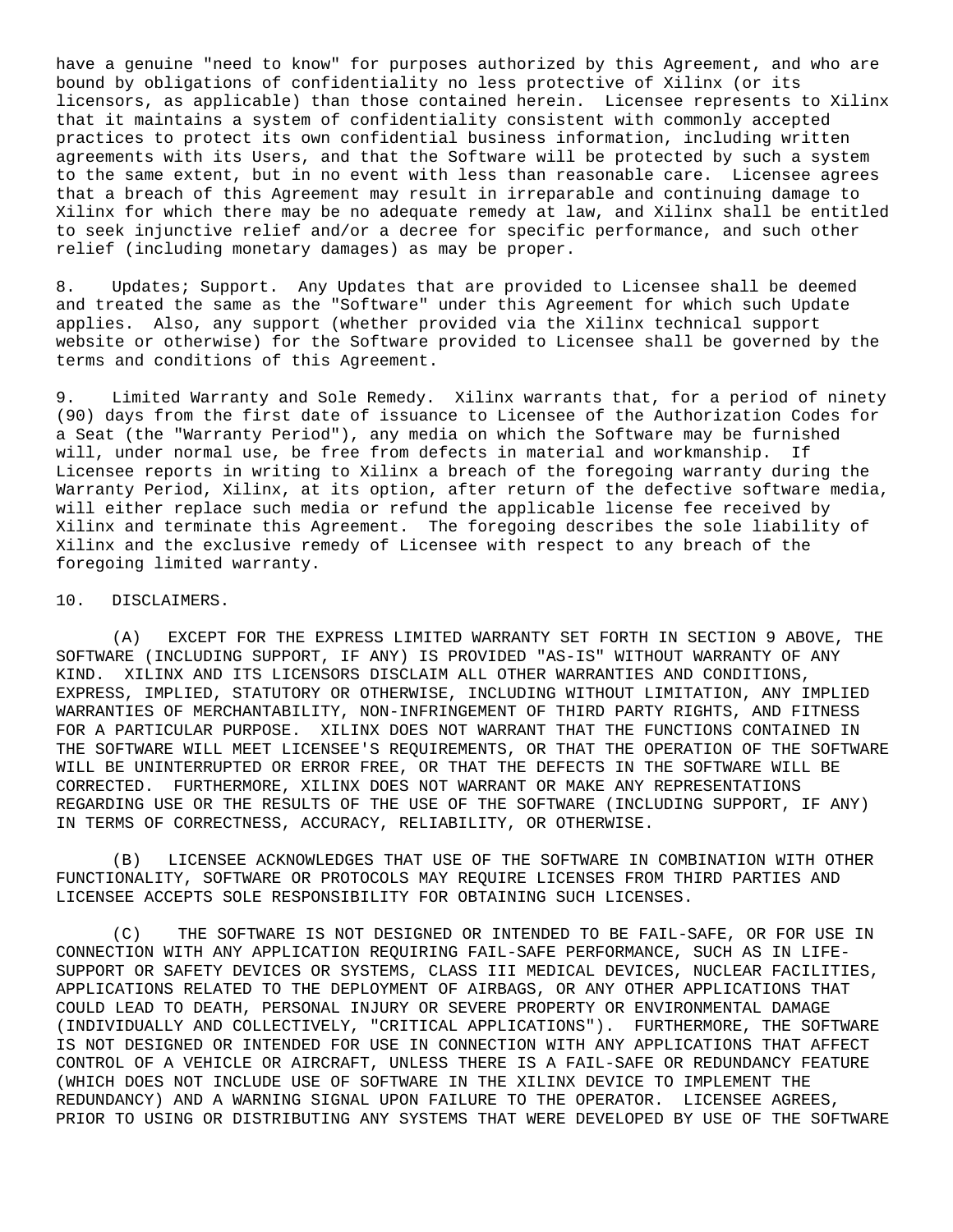have a genuine "need to know" for purposes authorized by this Agreement, and who are bound by obligations of confidentiality no less protective of Xilinx (or its licensors, as applicable) than those contained herein. Licensee represents to Xilinx that it maintains a system of confidentiality consistent with commonly accepted practices to protect its own confidential business information, including written agreements with its Users, and that the Software will be protected by such a system to the same extent, but in no event with less than reasonable care. Licensee agrees that a breach of this Agreement may result in irreparable and continuing damage to Xilinx for which there may be no adequate remedy at law, and Xilinx shall be entitled to seek injunctive relief and/or a decree for specific performance, and such other relief (including monetary damages) as may be proper.

8. Updates; Support. Any Updates that are provided to Licensee shall be deemed and treated the same as the "Software" under this Agreement for which such Update applies. Also, any support (whether provided via the Xilinx technical support website or otherwise) for the Software provided to Licensee shall be governed by the terms and conditions of this Agreement.

9. Limited Warranty and Sole Remedy. Xilinx warrants that, for a period of ninety (90) days from the first date of issuance to Licensee of the Authorization Codes for a Seat (the "Warranty Period"), any media on which the Software may be furnished will, under normal use, be free from defects in material and workmanship. If Licensee reports in writing to Xilinx a breach of the foregoing warranty during the Warranty Period, Xilinx, at its option, after return of the defective software media, will either replace such media or refund the applicable license fee received by Xilinx and terminate this Agreement. The foregoing describes the sole liability of Xilinx and the exclusive remedy of Licensee with respect to any breach of the foregoing limited warranty.

10. DISCLAIMERS.

(A) EXCEPT FOR THE EXPRESS LIMITED WARRANTY SET FORTH IN SECTION 9 ABOVE, THE SOFTWARE (INCLUDING SUPPORT, IF ANY) IS PROVIDED "AS-IS" WITHOUT WARRANTY OF ANY KIND. XILINX AND ITS LICENSORS DISCLAIM ALL OTHER WARRANTIES AND CONDITIONS, EXPRESS, IMPLIED, STATUTORY OR OTHERWISE, INCLUDING WITHOUT LIMITATION, ANY IMPLIED WARRANTIES OF MERCHANTABILITY, NON-INFRINGEMENT OF THIRD PARTY RIGHTS, AND FITNESS FOR A PARTICULAR PURPOSE. XILINX DOES NOT WARRANT THAT THE FUNCTIONS CONTAINED IN THE SOFTWARE WILL MEET LICENSEE'S REQUIREMENTS, OR THAT THE OPERATION OF THE SOFTWARE WILL BE UNINTERRUPTED OR ERROR FREE, OR THAT THE DEFECTS IN THE SOFTWARE WILL BE CORRECTED. FURTHERMORE, XILINX DOES NOT WARRANT OR MAKE ANY REPRESENTATIONS REGARDING USE OR THE RESULTS OF THE USE OF THE SOFTWARE (INCLUDING SUPPORT, IF ANY) IN TERMS OF CORRECTNESS, ACCURACY, RELIABILITY, OR OTHERWISE.

(B) LICENSEE ACKNOWLEDGES THAT USE OF THE SOFTWARE IN COMBINATION WITH OTHER FUNCTIONALITY, SOFTWARE OR PROTOCOLS MAY REQUIRE LICENSES FROM THIRD PARTIES AND LICENSEE ACCEPTS SOLE RESPONSIBILITY FOR OBTAINING SUCH LICENSES.

(C) THE SOFTWARE IS NOT DESIGNED OR INTENDED TO BE FAIL-SAFE, OR FOR USE IN CONNECTION WITH ANY APPLICATION REQUIRING FAIL-SAFE PERFORMANCE, SUCH AS IN LIFE-SUPPORT OR SAFETY DEVICES OR SYSTEMS, CLASS III MEDICAL DEVICES, NUCLEAR FACILITIES, APPLICATIONS RELATED TO THE DEPLOYMENT OF AIRBAGS, OR ANY OTHER APPLICATIONS THAT COULD LEAD TO DEATH, PERSONAL INJURY OR SEVERE PROPERTY OR ENVIRONMENTAL DAMAGE (INDIVIDUALLY AND COLLECTIVELY, "CRITICAL APPLICATIONS"). FURTHERMORE, THE SOFTWARE IS NOT DESIGNED OR INTENDED FOR USE IN CONNECTION WITH ANY APPLICATIONS THAT AFFECT CONTROL OF A VEHICLE OR AIRCRAFT, UNLESS THERE IS A FAIL-SAFE OR REDUNDANCY FEATURE (WHICH DOES NOT INCLUDE USE OF SOFTWARE IN THE XILINX DEVICE TO IMPLEMENT THE REDUNDANCY) AND A WARNING SIGNAL UPON FAILURE TO THE OPERATOR. LICENSEE AGREES, PRIOR TO USING OR DISTRIBUTING ANY SYSTEMS THAT WERE DEVELOPED BY USE OF THE SOFTWARE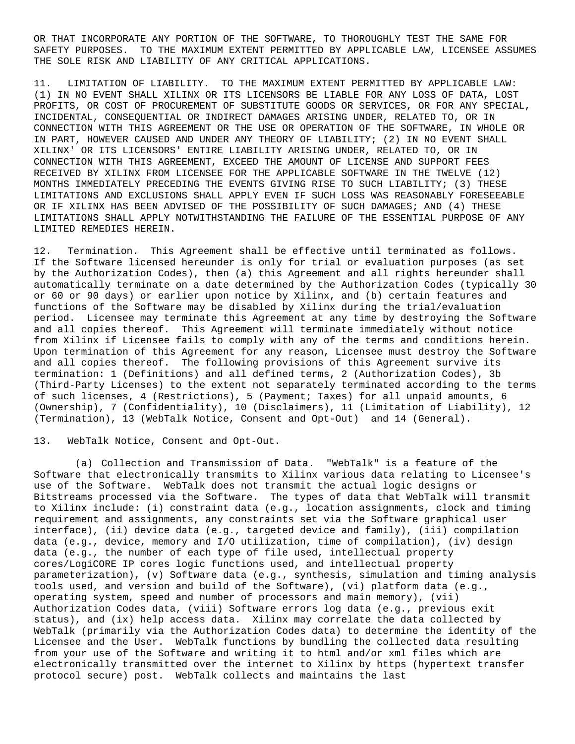OR THAT INCORPORATE ANY PORTION OF THE SOFTWARE, TO THOROUGHLY TEST THE SAME FOR SAFETY PURPOSES. TO THE MAXIMUM EXTENT PERMITTED BY APPLICABLE LAW, LICENSEE ASSUMES THE SOLE RISK AND LIABILITY OF ANY CRITICAL APPLICATIONS.

11. LIMITATION OF LIABILITY. TO THE MAXIMUM EXTENT PERMITTED BY APPLICABLE LAW: (1) IN NO EVENT SHALL XILINX OR ITS LICENSORS BE LIABLE FOR ANY LOSS OF DATA, LOST PROFITS, OR COST OF PROCUREMENT OF SUBSTITUTE GOODS OR SERVICES, OR FOR ANY SPECIAL, INCIDENTAL, CONSEQUENTIAL OR INDIRECT DAMAGES ARISING UNDER, RELATED TO, OR IN CONNECTION WITH THIS AGREEMENT OR THE USE OR OPERATION OF THE SOFTWARE, IN WHOLE OR IN PART, HOWEVER CAUSED AND UNDER ANY THEORY OF LIABILITY; (2) IN NO EVENT SHALL XILINX' OR ITS LICENSORS' ENTIRE LIABILITY ARISING UNDER, RELATED TO, OR IN CONNECTION WITH THIS AGREEMENT, EXCEED THE AMOUNT OF LICENSE AND SUPPORT FEES RECEIVED BY XILINX FROM LICENSEE FOR THE APPLICABLE SOFTWARE IN THE TWELVE (12) MONTHS IMMEDIATELY PRECEDING THE EVENTS GIVING RISE TO SUCH LIABILITY; (3) THESE LIMITATIONS AND EXCLUSIONS SHALL APPLY EVEN IF SUCH LOSS WAS REASONABLY FORESEEABLE OR IF XILINX HAS BEEN ADVISED OF THE POSSIBILITY OF SUCH DAMAGES; AND (4) THESE LIMITATIONS SHALL APPLY NOTWITHSTANDING THE FAILURE OF THE ESSENTIAL PURPOSE OF ANY LIMITED REMEDIES HEREIN.

12. Termination. This Agreement shall be effective until terminated as follows. If the Software licensed hereunder is only for trial or evaluation purposes (as set by the Authorization Codes), then (a) this Agreement and all rights hereunder shall automatically terminate on a date determined by the Authorization Codes (typically 30 or 60 or 90 days) or earlier upon notice by Xilinx, and (b) certain features and functions of the Software may be disabled by Xilinx during the trial/evaluation period. Licensee may terminate this Agreement at any time by destroying the Software and all copies thereof. This Agreement will terminate immediately without notice from Xilinx if Licensee fails to comply with any of the terms and conditions herein. Upon termination of this Agreement for any reason, Licensee must destroy the Software and all copies thereof. The following provisions of this Agreement survive its termination: 1 (Definitions) and all defined terms, 2 (Authorization Codes), 3b (Third-Party Licenses) to the extent not separately terminated according to the terms of such licenses, 4 (Restrictions), 5 (Payment; Taxes) for all unpaid amounts, 6 (Ownership), 7 (Confidentiality), 10 (Disclaimers), 11 (Limitation of Liability), 12 (Termination), 13 (WebTalk Notice, Consent and Opt-Out) and 14 (General).

13. WebTalk Notice, Consent and Opt-Out.

(a) Collection and Transmission of Data. "WebTalk" is a feature of the Software that electronically transmits to Xilinx various data relating to Licensee's use of the Software. WebTalk does not transmit the actual logic designs or Bitstreams processed via the Software. The types of data that WebTalk will transmit to Xilinx include: (i) constraint data (e.g., location assignments, clock and timing requirement and assignments, any constraints set via the Software graphical user interface), (ii) device data (e.g., targeted device and family), (iii) compilation data (e.g., device, memory and I/O utilization, time of compilation), (iv) design data (e.g., the number of each type of file used, intellectual property cores/LogiCORE IP cores logic functions used, and intellectual property parameterization), (v) Software data (e.g., synthesis, simulation and timing analysis tools used, and version and build of the Software), (vi) platform data (e.g., operating system, speed and number of processors and main memory), (vii) Authorization Codes data, (viii) Software errors log data (e.g., previous exit status), and (ix) help access data. Xilinx may correlate the data collected by WebTalk (primarily via the Authorization Codes data) to determine the identity of the Licensee and the User. WebTalk functions by bundling the collected data resulting from your use of the Software and writing it to html and/or xml files which are electronically transmitted over the internet to Xilinx by https (hypertext transfer protocol secure) post. WebTalk collects and maintains the last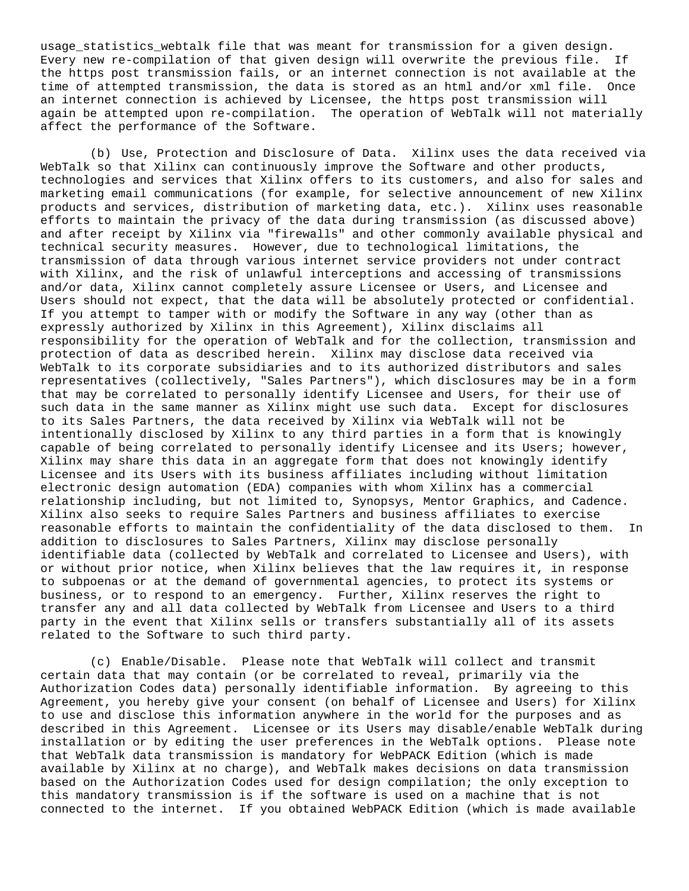usage_statistics_webtalk file that was meant for transmission for a given design. Every new re-compilation of that given design will overwrite the previous file. If the https post transmission fails, or an internet connection is not available at the time of attempted transmission, the data is stored as an html and/or xml file. Once an internet connection is achieved by Licensee, the https post transmission will again be attempted upon re-compilation. The operation of WebTalk will not materially affect the performance of the Software.

(b) Use, Protection and Disclosure of Data. Xilinx uses the data received via WebTalk so that Xilinx can continuously improve the Software and other products, technologies and services that Xilinx offers to its customers, and also for sales and marketing email communications (for example, for selective announcement of new Xilinx products and services, distribution of marketing data, etc.). Xilinx uses reasonable efforts to maintain the privacy of the data during transmission (as discussed above) and after receipt by Xilinx via "firewalls" and other commonly available physical and technical security measures. However, due to technological limitations, the transmission of data through various internet service providers not under contract with Xilinx, and the risk of unlawful interceptions and accessing of transmissions and/or data, Xilinx cannot completely assure Licensee or Users, and Licensee and Users should not expect, that the data will be absolutely protected or confidential. If you attempt to tamper with or modify the Software in any way (other than as expressly authorized by Xilinx in this Agreement), Xilinx disclaims all responsibility for the operation of WebTalk and for the collection, transmission and protection of data as described herein. Xilinx may disclose data received via WebTalk to its corporate subsidiaries and to its authorized distributors and sales representatives (collectively, "Sales Partners"), which disclosures may be in a form that may be correlated to personally identify Licensee and Users, for their use of such data in the same manner as Xilinx might use such data. Except for disclosures to its Sales Partners, the data received by Xilinx via WebTalk will not be intentionally disclosed by Xilinx to any third parties in a form that is knowingly capable of being correlated to personally identify Licensee and its Users; however, Xilinx may share this data in an aggregate form that does not knowingly identify Licensee and its Users with its business affiliates including without limitation electronic design automation (EDA) companies with whom Xilinx has a commercial relationship including, but not limited to, Synopsys, Mentor Graphics, and Cadence. Xilinx also seeks to require Sales Partners and business affiliates to exercise reasonable efforts to maintain the confidentiality of the data disclosed to them. In addition to disclosures to Sales Partners, Xilinx may disclose personally identifiable data (collected by WebTalk and correlated to Licensee and Users), with or without prior notice, when Xilinx believes that the law requires it, in response to subpoenas or at the demand of governmental agencies, to protect its systems or business, or to respond to an emergency. Further, Xilinx reserves the right to transfer any and all data collected by WebTalk from Licensee and Users to a third party in the event that Xilinx sells or transfers substantially all of its assets related to the Software to such third party.

(c) Enable/Disable. Please note that WebTalk will collect and transmit certain data that may contain (or be correlated to reveal, primarily via the Authorization Codes data) personally identifiable information. By agreeing to this Agreement, you hereby give your consent (on behalf of Licensee and Users) for Xilinx to use and disclose this information anywhere in the world for the purposes and as described in this Agreement. Licensee or its Users may disable/enable WebTalk during installation or by editing the user preferences in the WebTalk options. Please note that WebTalk data transmission is mandatory for WebPACK Edition (which is made available by Xilinx at no charge), and WebTalk makes decisions on data transmission based on the Authorization Codes used for design compilation; the only exception to this mandatory transmission is if the software is used on a machine that is not connected to the internet. If you obtained WebPACK Edition (which is made available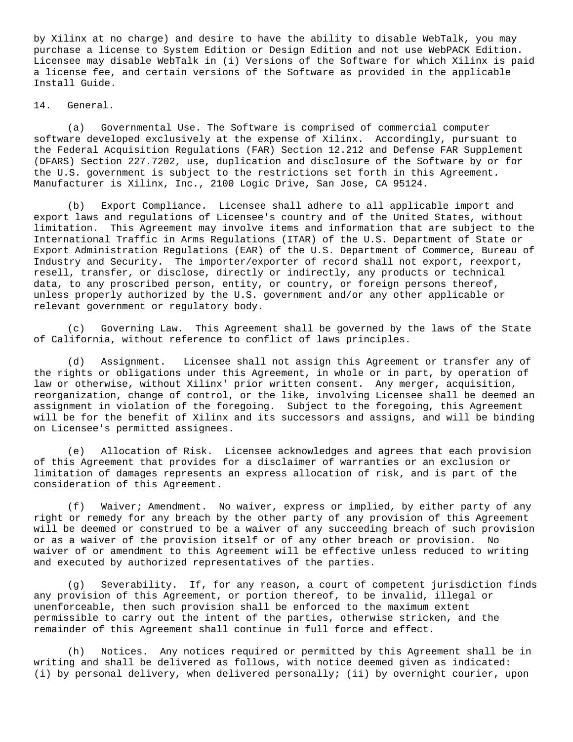by Xilinx at no charge) and desire to have the ability to disable WebTalk, you may purchase a license to System Edition or Design Edition and not use WebPACK Edition. Licensee may disable WebTalk in (i) Versions of the Software for which Xilinx is paid a license fee, and certain versions of the Software as provided in the applicable Install Guide.

14. General.

(a) Governmental Use. The Software is comprised of commercial computer software developed exclusively at the expense of Xilinx. Accordingly, pursuant to the Federal Acquisition Regulations (FAR) Section 12.212 and Defense FAR Supplement (DFARS) Section 227.7202, use, duplication and disclosure of the Software by or for the U.S. government is subject to the restrictions set forth in this Agreement. Manufacturer is Xilinx, Inc., 2100 Logic Drive, San Jose, CA 95124.

(b) Export Compliance. Licensee shall adhere to all applicable import and export laws and regulations of Licensee's country and of the United States, without limitation. This Agreement may involve items and information that are subject to the International Traffic in Arms Regulations (ITAR) of the U.S. Department of State or Export Administration Regulations (EAR) of the U.S. Department of Commerce, Bureau of Industry and Security. The importer/exporter of record shall not export, reexport, resell, transfer, or disclose, directly or indirectly, any products or technical data, to any proscribed person, entity, or country, or foreign persons thereof, unless properly authorized by the U.S. government and/or any other applicable or relevant government or regulatory body.

(c) Governing Law. This Agreement shall be governed by the laws of the State of California, without reference to conflict of laws principles.

(d) Assignment. Licensee shall not assign this Agreement or transfer any of the rights or obligations under this Agreement, in whole or in part, by operation of law or otherwise, without Xilinx' prior written consent. Any merger, acquisition, reorganization, change of control, or the like, involving Licensee shall be deemed an assignment in violation of the foregoing. Subject to the foregoing, this Agreement will be for the benefit of Xilinx and its successors and assigns, and will be binding on Licensee's permitted assignees.

(e) Allocation of Risk. Licensee acknowledges and agrees that each provision of this Agreement that provides for a disclaimer of warranties or an exclusion or limitation of damages represents an express allocation of risk, and is part of the consideration of this Agreement.

(f) Waiver; Amendment. No waiver, express or implied, by either party of any right or remedy for any breach by the other party of any provision of this Agreement will be deemed or construed to be a waiver of any succeeding breach of such provision or as a waiver of the provision itself or of any other breach or provision. No waiver of or amendment to this Agreement will be effective unless reduced to writing and executed by authorized representatives of the parties.

(g) Severability. If, for any reason, a court of competent jurisdiction finds any provision of this Agreement, or portion thereof, to be invalid, illegal or unenforceable, then such provision shall be enforced to the maximum extent permissible to carry out the intent of the parties, otherwise stricken, and the remainder of this Agreement shall continue in full force and effect.

(h) Notices. Any notices required or permitted by this Agreement shall be in writing and shall be delivered as follows, with notice deemed given as indicated: (i) by personal delivery, when delivered personally; (ii) by overnight courier, upon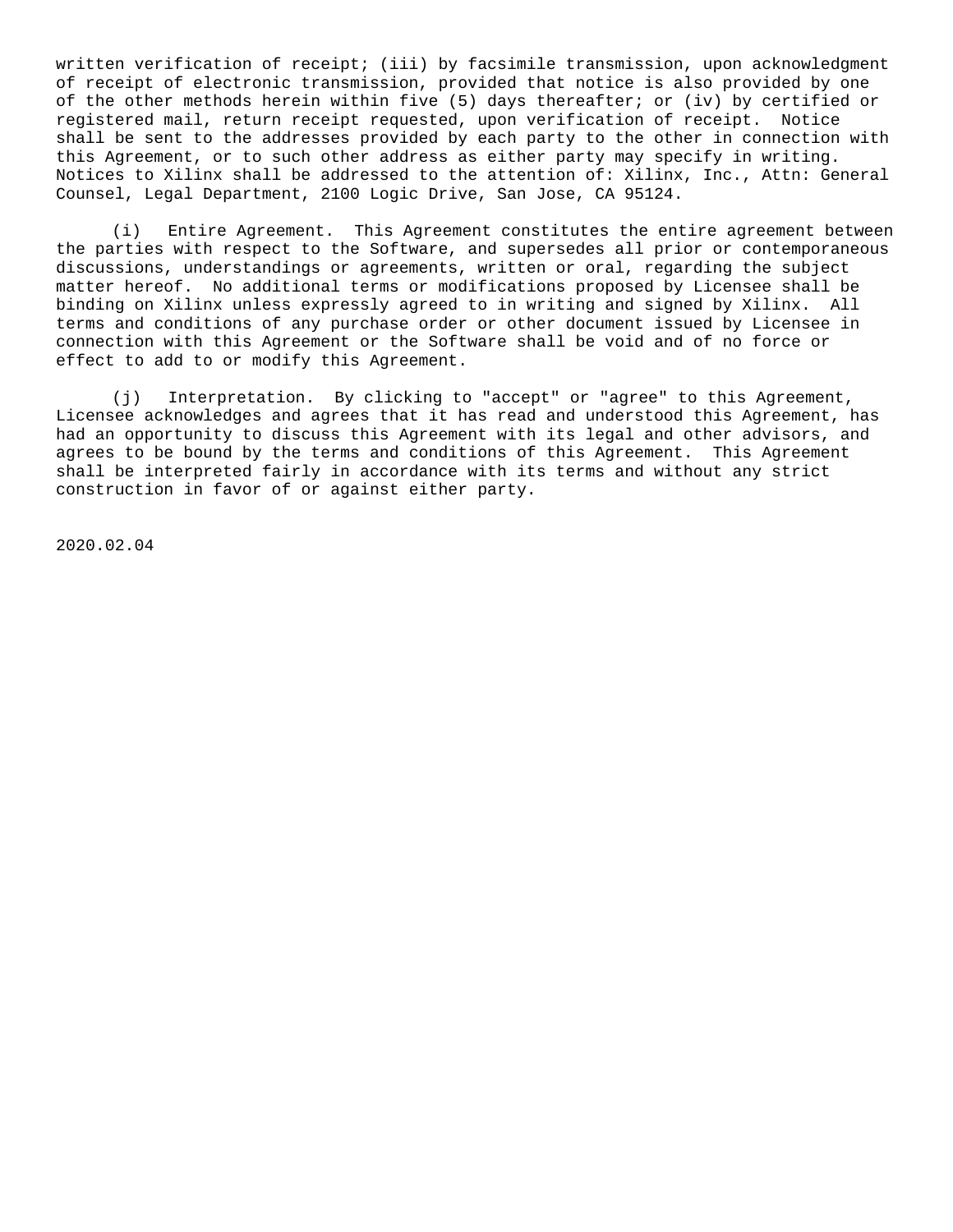written verification of receipt; (iii) by facsimile transmission, upon acknowledgment of receipt of electronic transmission, provided that notice is also provided by one of the other methods herein within five (5) days thereafter; or (iv) by certified or registered mail, return receipt requested, upon verification of receipt. Notice shall be sent to the addresses provided by each party to the other in connection with this Agreement, or to such other address as either party may specify in writing. Notices to Xilinx shall be addressed to the attention of: Xilinx, Inc., Attn: General Counsel, Legal Department, 2100 Logic Drive, San Jose, CA 95124.

(i) Entire Agreement. This Agreement constitutes the entire agreement between the parties with respect to the Software, and supersedes all prior or contemporaneous discussions, understandings or agreements, written or oral, regarding the subject matter hereof. No additional terms or modifications proposed by Licensee shall be binding on Xilinx unless expressly agreed to in writing and signed by Xilinx. All terms and conditions of any purchase order or other document issued by Licensee in connection with this Agreement or the Software shall be void and of no force or effect to add to or modify this Agreement.

(j) Interpretation. By clicking to "accept" or "agree" to this Agreement, Licensee acknowledges and agrees that it has read and understood this Agreement, has had an opportunity to discuss this Agreement with its legal and other advisors, and agrees to be bound by the terms and conditions of this Agreement. This Agreement shall be interpreted fairly in accordance with its terms and without any strict construction in favor of or against either party.

2020.02.04